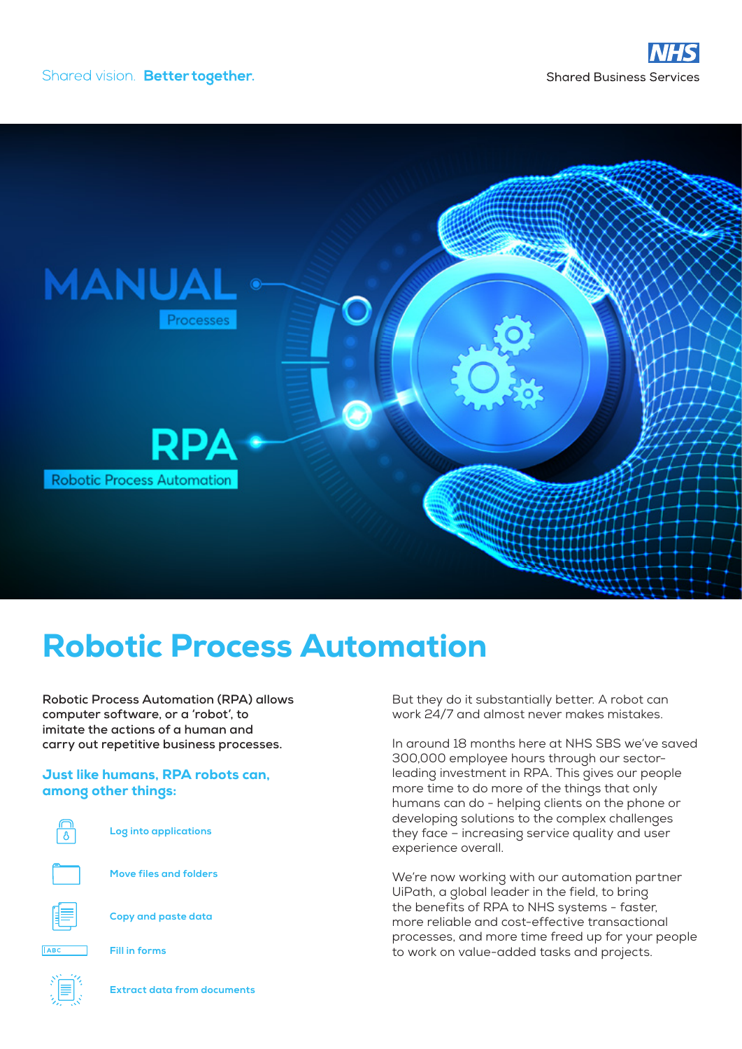Shared vision. **Better together.**

NHS Shared Business Services

MANUAL
Processes

RPA
Robotic Process Automation

# Robotic Process Automation

**Robotic Process Automation (RPA) allows computer software, or a 'robot', to imitate the actions of a human and carry out repetitive business processes.**

### Just like humans, RPA robots can, among other things:

- Log into applications
- Move files and folders
- Copy and paste data
- Fill in forms
- Extract data from documents

But they do it substantially better. A robot can work 24/7 and almost never makes mistakes.

In around 18 months here at NHS SBS we've saved 300,000 employee hours through our sector-leading investment in RPA. This gives our people more time to do more of the things that only humans can do - helping clients on the phone or developing solutions to the complex challenges they face – increasing service quality and user experience overall.

We're now working with our automation partner UiPath, a global leader in the field, to bring the benefits of RPA to NHS systems - faster, more reliable and cost-effective transactional processes, and more time freed up for your people to work on value-added tasks and projects.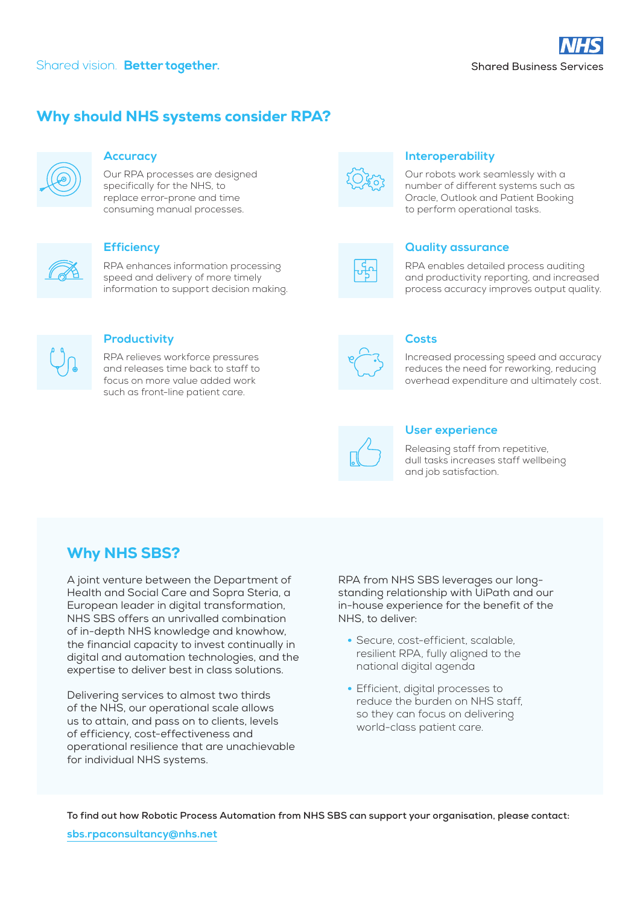Shared vision. **Better together.**

**NHS** Shared Business Services

## Why should NHS systems consider RPA?

### Accuracy

Our RPA processes are designed specifically for the NHS, to replace error-prone and time consuming manual processes.

### Interoperability

Our robots work seamlessly with a number of different systems such as Oracle, Outlook and Patient Booking to perform operational tasks.

### Efficiency

RPA enhances information processing speed and delivery of more timely information to support decision making.

### Quality assurance

RPA enables detailed process auditing and productivity reporting, and increased process accuracy improves output quality.

### Productivity

RPA relieves workforce pressures and releases time back to staff to focus on more value added work such as front-line patient care.

### Costs

Increased processing speed and accuracy reduces the need for reworking, reducing overhead expenditure and ultimately cost.

### User experience

Releasing staff from repetitive, dull tasks increases staff wellbeing and job satisfaction.

## Why NHS SBS?

A joint venture between the Department of Health and Social Care and Sopra Steria, a European leader in digital transformation, NHS SBS offers an unrivalled combination of in-depth NHS knowledge and knowhow, the financial capacity to invest continually in digital and automation technologies, and the expertise to deliver best in class solutions.

Delivering services to almost two thirds of the NHS, our operational scale allows us to attain, and pass on to clients, levels of efficiency, cost-effectiveness and operational resilience that are unachievable for individual NHS systems.

RPA from NHS SBS leverages our long-standing relationship with UiPath and our in-house experience for the benefit of the NHS, to deliver:

- Secure, cost-efficient, scalable, resilient RPA, fully aligned to the national digital agenda
- Efficient, digital processes to reduce the burden on NHS staff, so they can focus on delivering world-class patient care.

**To find out how Robotic Process Automation from NHS SBS can support your organisation, please contact:**

sbs.rpaconsultancy@nhs.net